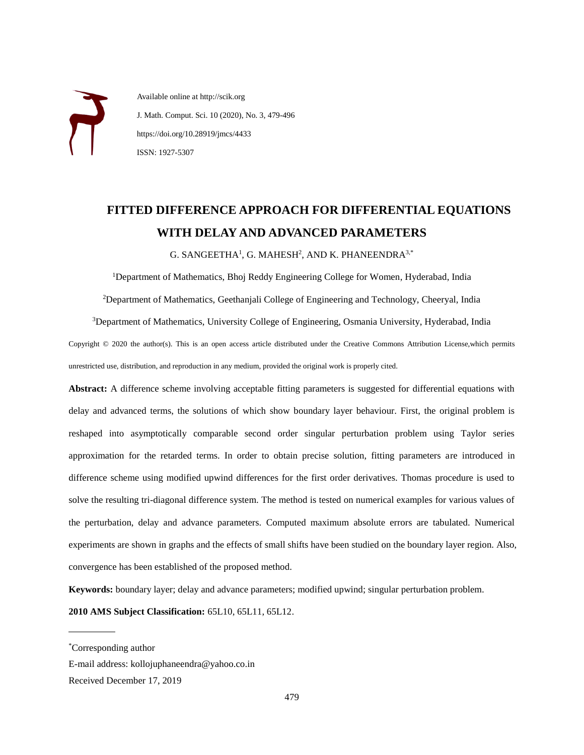Available online at http://scik.org

J. Math. Comput. Sci. 10 (2020), No. 3, 479-496

https://doi.org/10.28919/jmcs/4433

ISSN: 1927-5307

# FITTED DIFFERENCE APPROACH FOR DIFFERENTIAL EQUATIONS WITH DELAY AND ADVANCED PARAMETERS

G. SANGEETHA[1], G. MAHESH[2], AND K. PHANEENDRA[3,*]

[1]Department of Mathematics, Bhoj Reddy Engineering College for Women, Hyderabad, India

[2]Department of Mathematics, Geethanjali College of Engineering and Technology, Cheeryal, India

[3]Department of Mathematics, University College of Engineering, Osmania University, Hyderabad, India

Copyright © 2020 the author(s). This is an open access article distributed under the Creative Commons Attribution License,which permits unrestricted use, distribution, and reproduction in any medium, provided the original work is properly cited.

**Abstract:** A difference scheme involving acceptable fitting parameters is suggested for differential equations with delay and advanced terms, the solutions of which show boundary layer behaviour. First, the original problem is reshaped into asymptotically comparable second order singular perturbation problem using Taylor series approximation for the retarded terms. In order to obtain precise solution, fitting parameters are introduced in difference scheme using modified upwind differences for the first order derivatives. Thomas procedure is used to solve the resulting tri-diagonal difference system. The method is tested on numerical examples for various values of the perturbation, delay and advance parameters. Computed maximum absolute errors are tabulated. Numerical experiments are shown in graphs and the effects of small shifts have been studied on the boundary layer region. Also, convergence has been established of the proposed method.

**Keywords:** boundary layer; delay and advance parameters; modified upwind; singular perturbation problem.

**2010 AMS Subject Classification:** 65L10, 65L11, 65L12.

---

[*]Corresponding author

E-mail address: kollojuphaneendra@yahoo.co.in

Received December 17, 2019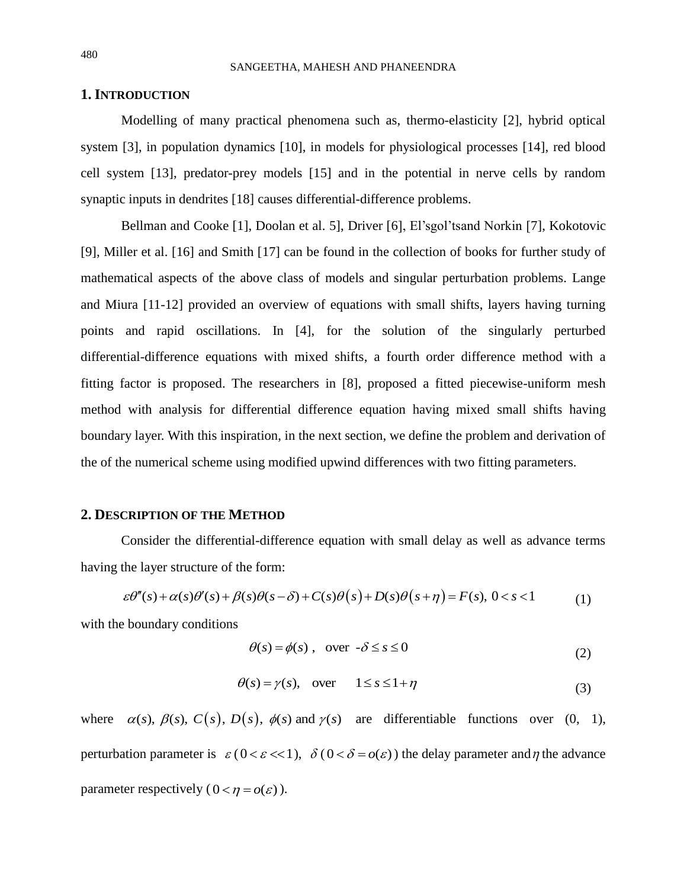## 1. INTRODUCTION

Modelling of many practical phenomena such as, thermo-elasticity [2], hybrid optical system [3], in population dynamics [10], in models for physiological processes [14], red blood cell system [13], predator-prey models [15] and in the potential in nerve cells by random synaptic inputs in dendrites [18] causes differential-difference problems.

Bellman and Cooke [1], Doolan et al. 5], Driver [6], El'sgol'tsand Norkin [7], Kokotovic [9], Miller et al. [16] and Smith [17] can be found in the collection of books for further study of mathematical aspects of the above class of models and singular perturbation problems. Lange and Miura [11-12] provided an overview of equations with small shifts, layers having turning points and rapid oscillations. In [4], for the solution of the singularly perturbed differential-difference equations with mixed shifts, a fourth order difference method with a fitting factor is proposed. The researchers in [8], proposed a fitted piecewise-uniform mesh method with analysis for differential difference equation having mixed small shifts having boundary layer. With this inspiration, in the next section, we define the problem and derivation of the of the numerical scheme using modified upwind differences with two fitting parameters.

## 2. DESCRIPTION OF THE METHOD

Consider the differential-difference equation with small delay as well as advance terms having the layer structure of the form:

$$\varepsilon\theta''(s) + \alpha(s)\theta'(s) + \beta(s)\theta(s-\delta) + C(s)\theta(s) + D(s)\theta(s+\eta) = F(s),\ 0 < s < 1 \tag{1}$$

with the boundary conditions

$$\theta(s) = \phi(s)\ ,\quad \text{over } -\delta \le s \le 0 \tag{2}$$

$$\theta(s) = \gamma(s),\quad \text{over} \quad 1 \le s \le 1+\eta \tag{3}$$

where $\alpha(s),\ \beta(s),\ C(s),\ D(s),\ \phi(s)$ and $\gamma(s)$ are differentiable functions over (0, 1), perturbation parameter is $\varepsilon\ (0 < \varepsilon << 1)$, $\delta\ (0 < \delta = o(\varepsilon))$ the delay parameter and $\eta$ the advance parameter respectively ($0 < \eta = o(\varepsilon)$).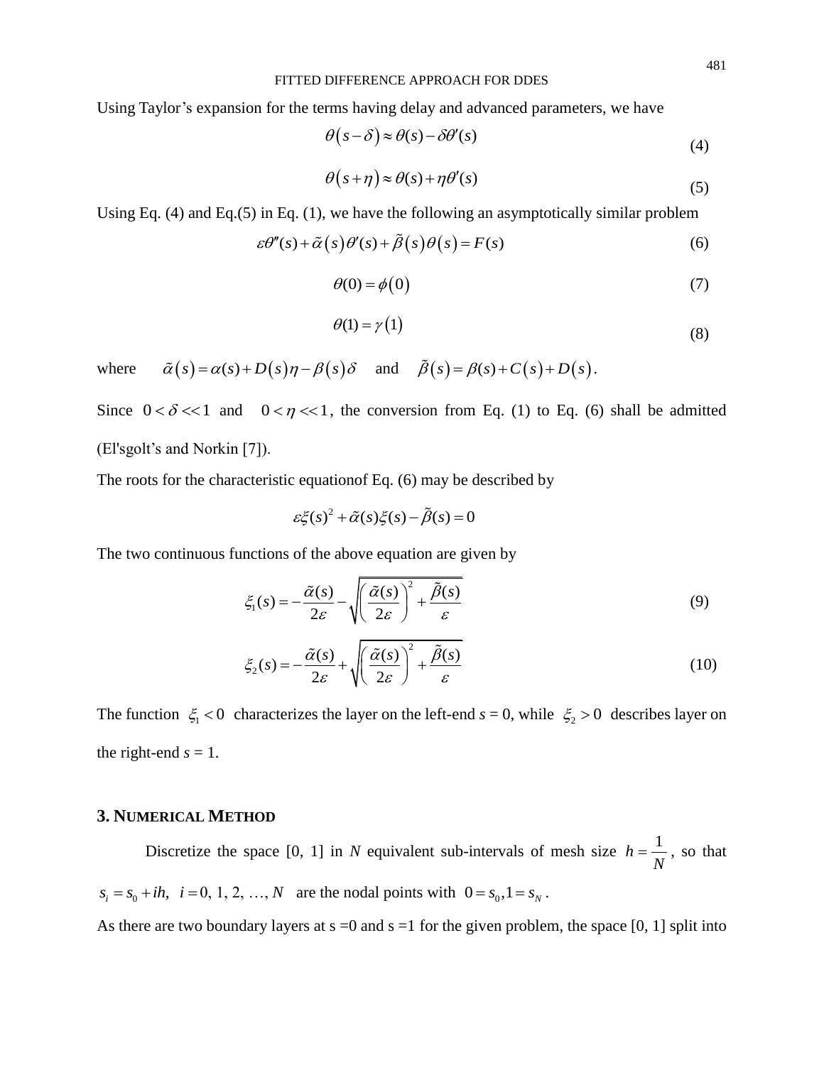Using Taylor's expansion for the terms having delay and advanced parameters, we have

$$\theta\left(s-\delta\right) \approx \theta(s) - \delta\theta'(s) \tag{4}$$

$$\theta\left(s+\eta\right) \approx \theta(s) + \eta\theta'(s) \tag{5}$$

Using Eq. (4) and Eq.(5) in Eq. (1), we have the following an asymptotically similar problem

$$\varepsilon\theta''(s) + \tilde{\alpha}\left(s\right)\theta'(s) + \tilde{\beta}\left(s\right)\theta\left(s\right) = F(s) \tag{6}$$

$$\theta(0) = \phi\left(0\right) \tag{7}$$

$$\theta(1) = \gamma\left(1\right) \tag{8}$$

where $\tilde{\alpha}\left(s\right) = \alpha(s) + D\left(s\right)\eta - \beta\left(s\right)\delta$ and $\tilde{\beta}\left(s\right) = \beta(s) + C\left(s\right) + D\left(s\right)$.

Since $0 < \delta << 1$ and $0 < \eta << 1$, the conversion from Eq. (1) to Eq. (6) shall be admitted (El'sgolt's and Norkin [7]).

The roots for the characteristic equationof Eq. (6) may be described by

$$\varepsilon\xi(s)^2 + \tilde{\alpha}(s)\xi(s) - \tilde{\beta}(s) = 0$$

The two continuous functions of the above equation are given by

$$\xi_1(s) = -\frac{\tilde{\alpha}(s)}{2\varepsilon} - \sqrt{\left(\frac{\tilde{\alpha}(s)}{2\varepsilon}\right)^2 + \frac{\tilde{\beta}(s)}{\varepsilon}} \tag{9}$$

$$\xi_2(s) = -\frac{\tilde{\alpha}(s)}{2\varepsilon} + \sqrt{\left(\frac{\tilde{\alpha}(s)}{2\varepsilon}\right)^2 + \frac{\tilde{\beta}(s)}{\varepsilon}} \tag{10}$$

The function $\xi_1 < 0$ characterizes the layer on the left-end $s$ = 0, while $\xi_2 > 0$ describes layer on the right-end $s$ = 1.

## 3. Numerical Method

Discretize the space [0, 1] in $N$ equivalent sub-intervals of mesh size $h = \frac{1}{N}$, so that $s_i = s_0 + ih,\ \ i = 0,\ 1,\ 2,\ \ldots,\ N$ are the nodal points with $0 = s_0, 1 = s_N$.

As there are two boundary layers at s =0 and s =1 for the given problem, the space [0, 1] split into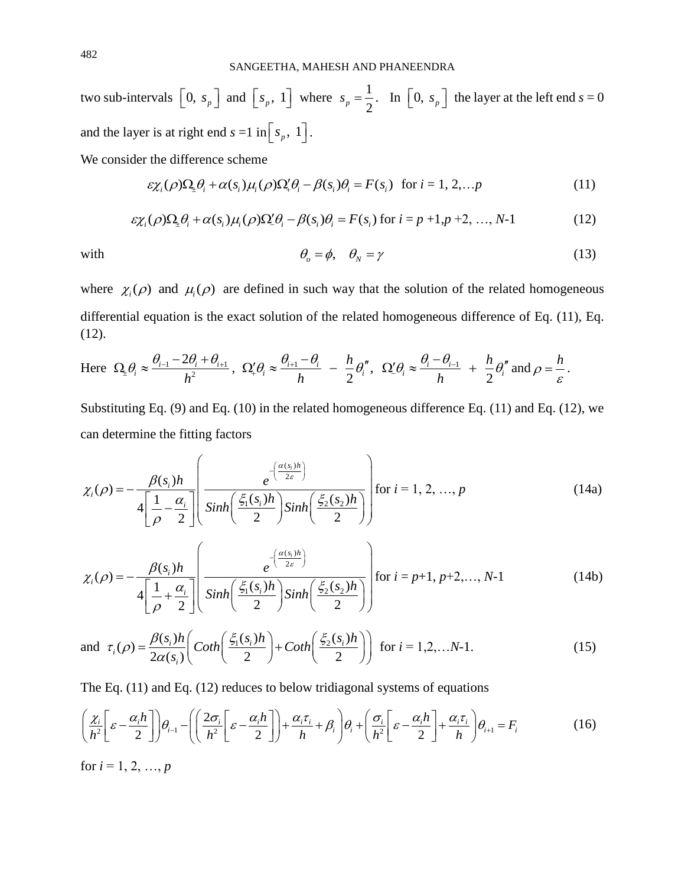two sub-intervals $\left[0,\ s_p\right]$ and $\left[s_p,\ 1\right]$ where $s_p = \frac{1}{2}$. In $\left[0,\ s_p\right]$ the layer at the left end $s = 0$ and the layer is at right end $s = 1$ in $\left[s_p,\ 1\right]$.

We consider the difference scheme

$$\varepsilon\chi_i(\rho)\Omega_{\pm}\theta_i + \alpha(s_i)\mu_i(\rho)\Omega'_{+}\theta_i - \beta(s_i)\theta_i = F(s_i) \quad \text{for } i = 1, 2, \ldots p \tag{11}$$

$$\varepsilon\chi_i(\rho)\Omega_{\pm}\theta_i + \alpha(s_i)\mu_i(\rho)\Omega'_{-}\theta_i - \beta(s_i)\theta_i = F(s_i) \text{ for } i = p+1, p+2, \ldots, N-1 \tag{12}$$

with

$$\theta_o = \phi, \quad \theta_N = \gamma \tag{13}$$

where $\chi_i(\rho)$ and $\mu_i(\rho)$ are defined in such way that the solution of the related homogeneous differential equation is the exact solution of the related homogeneous difference of Eq. (11), Eq. (12).

Here $\Omega_{\pm}\theta_i \approx \dfrac{\theta_{i-1} - 2\theta_i + \theta_{i+1}}{h^2}$, $\Omega'_{+}\theta_i \approx \dfrac{\theta_{i+1} - \theta_i}{h} - \dfrac{h}{2}\theta''_i$, $\Omega'_{-}\theta_i \approx \dfrac{\theta_i - \theta_{i-1}}{h} + \dfrac{h}{2}\theta''_i$ and $\rho = \dfrac{h}{\varepsilon}$.

Substituting Eq. (9) and Eq. (10) in the related homogeneous difference Eq. (11) and Eq. (12), we can determine the fitting factors

$$\chi_i(\rho) = -\frac{\beta(s_i)h}{4\left[\dfrac{1}{\rho} - \dfrac{\alpha_i}{2}\right]}\left(\frac{e^{-\left(\frac{\alpha(s_i)h}{2\varepsilon}\right)}}{Sinh\left(\dfrac{\xi_1(s_i)h}{2}\right)Sinh\left(\dfrac{\xi_2(s_2)h}{2}\right)}\right) \text{ for } i = 1, 2, \ldots, p \tag{14a}$$

$$\chi_i(\rho) = -\frac{\beta(s_i)h}{4\left[\dfrac{1}{\rho} + \dfrac{\alpha_i}{2}\right]}\left(\frac{e^{-\left(\frac{\alpha(s_i)h}{2\varepsilon}\right)}}{Sinh\left(\dfrac{\xi_1(s_i)h}{2}\right)Sinh\left(\dfrac{\xi_2(s_2)h}{2}\right)}\right) \text{ for } i = p+1, p+2, \ldots, N-1 \tag{14b}$$

and

$$\tau_i(\rho) = \frac{\beta(s_i)h}{2\alpha(s_i)}\left(Coth\left(\frac{\xi_1(s_i)h}{2}\right) + Coth\left(\frac{\xi_2(s_i)h}{2}\right)\right) \quad \text{for } i = 1, 2, \ldots N-1. \tag{15}$$

The Eq. (11) and Eq. (12) reduces to below tridiagonal systems of equations

$$\left(\frac{\chi_i}{h^2}\left[\varepsilon - \frac{\alpha_i h}{2}\right]\right)\theta_{i-1} - \left(\left(\frac{2\sigma_i}{h^2}\left[\varepsilon - \frac{\alpha_i h}{2}\right]\right) + \frac{\alpha_i\tau_i}{h} + \beta_i\right)\theta_i + \left(\frac{\sigma_i}{h^2}\left[\varepsilon - \frac{\alpha_i h}{2}\right] + \frac{\alpha_i\tau_i}{h}\right)\theta_{i+1} = F_i \tag{16}$$

for $i = 1, 2, \ldots, p$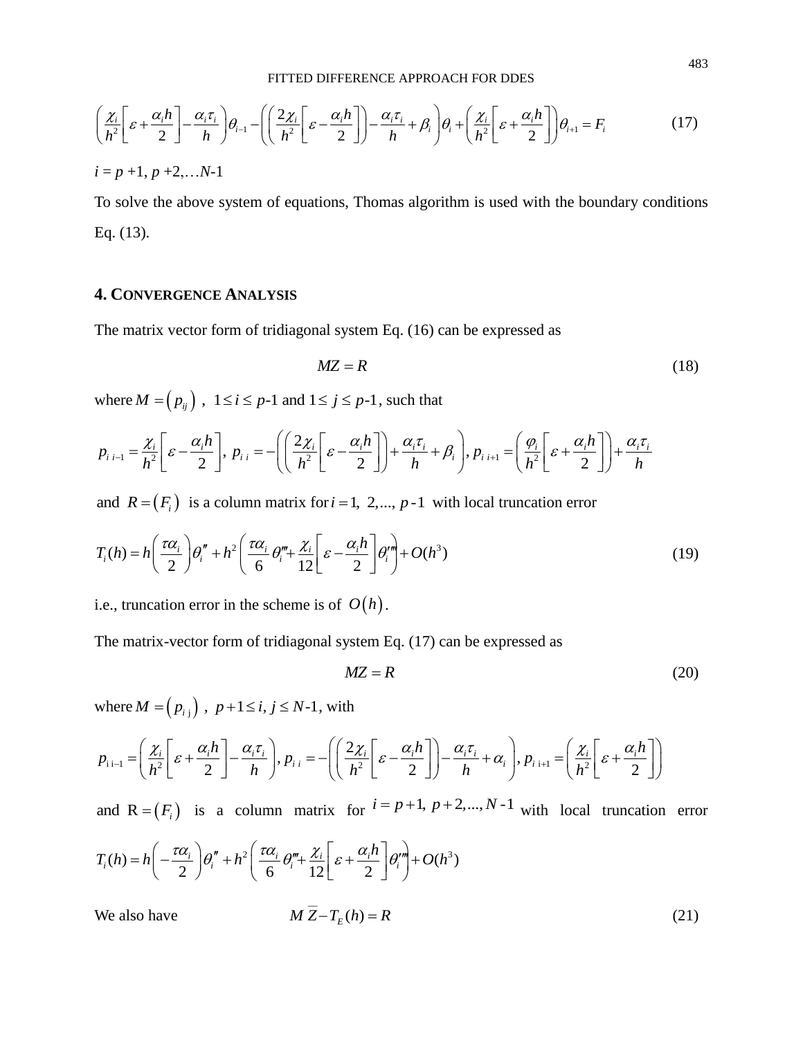$$\left(\frac{\chi_i}{h^2}\left[\varepsilon+\frac{\alpha_i h}{2}\right]-\frac{\alpha_i\tau_i}{h}\right)\theta_{i-1}-\left(\left(\frac{2\chi_i}{h^2}\left[\varepsilon-\frac{\alpha_i h}{2}\right]\right)-\frac{\alpha_i\tau_i}{h}+\beta_i\right)\theta_i+\left(\frac{\chi_i}{h^2}\left[\varepsilon+\frac{\alpha_i h}{2}\right]\right)\theta_{i+1}=F_i \tag{17}$$

$i = p+1, p+2, \ldots N\text{-}1$

To solve the above system of equations, Thomas algorithm is used with the boundary conditions Eq. (13).

## 4. Convergence Analysis

The matrix vector form of tridiagonal system Eq. (16) can be expressed as

$$MZ = R \tag{18}$$

where $M = \left(p_{ij}\right)$ , $1 \le i \le p\text{-}1$ and $1 \le j \le p\text{-}1$, such that

$$p_{i\,i-1}=\frac{\chi_i}{h^2}\left[\varepsilon-\frac{\alpha_i h}{2}\right],\ p_{i\,i}=-\left(\left(\frac{2\chi_i}{h^2}\left[\varepsilon-\frac{\alpha_i h}{2}\right]\right)+\frac{\alpha_i\tau_i}{h}+\beta_i\right),p_{i\,i+1}=\left(\frac{\varphi_i}{h^2}\left[\varepsilon+\frac{\alpha_i h}{2}\right]\right)+\frac{\alpha_i\tau_i}{h}$$

and $R = \left(F_i\right)$ is a column matrix for $i = 1, 2, \ldots, p\text{-}1$ with local truncation error

$$T_i(h)=h\left(\frac{\tau\alpha_i}{2}\right)\theta_i''+h^2\left(\frac{\tau\alpha_i}{6}\theta_i'''+\frac{\chi_i}{12}\left[\varepsilon-\frac{\alpha_i h}{2}\right]\theta_i''''\right)+O(h^3) \tag{19}$$

i.e., truncation error in the scheme is of $O\left(h\right)$.

The matrix-vector form of tridiagonal system Eq. (17) can be expressed as

$$MZ = R \tag{20}$$

where $M = \left(p_{i\,j}\right)$ , $p+1 \le i, j \le N\text{-}1$, with

$$p_{i\,i-1}=\left(\frac{\chi_i}{h^2}\left[\varepsilon+\frac{\alpha_i h}{2}\right]-\frac{\alpha_i\tau_i}{h}\right),p_{i\,i}=-\left(\left(\frac{2\chi_i}{h^2}\left[\varepsilon-\frac{\alpha_i h}{2}\right]\right)-\frac{\alpha_i\tau_i}{h}+\alpha_i\right),p_{i\,i+1}=\left(\frac{\chi_i}{h^2}\left[\varepsilon+\frac{\alpha_i h}{2}\right]\right)$$

and $\mathrm{R} = \left(F_i\right)$ is a column matrix for $i = p+1, p+2, \ldots, N\text{-}1$ with local truncation error

$$T_i(h)=h\left(-\frac{\tau\alpha_i}{2}\right)\theta_i''+h^2\left(\frac{\tau\alpha_i}{6}\theta_i'''+\frac{\chi_i}{12}\left[\varepsilon+\frac{\alpha_i h}{2}\right]\theta_i''''\right)+O(h^3)$$

We also have $\qquad M\,\overline{Z} - T_E(h) = R \qquad (21)$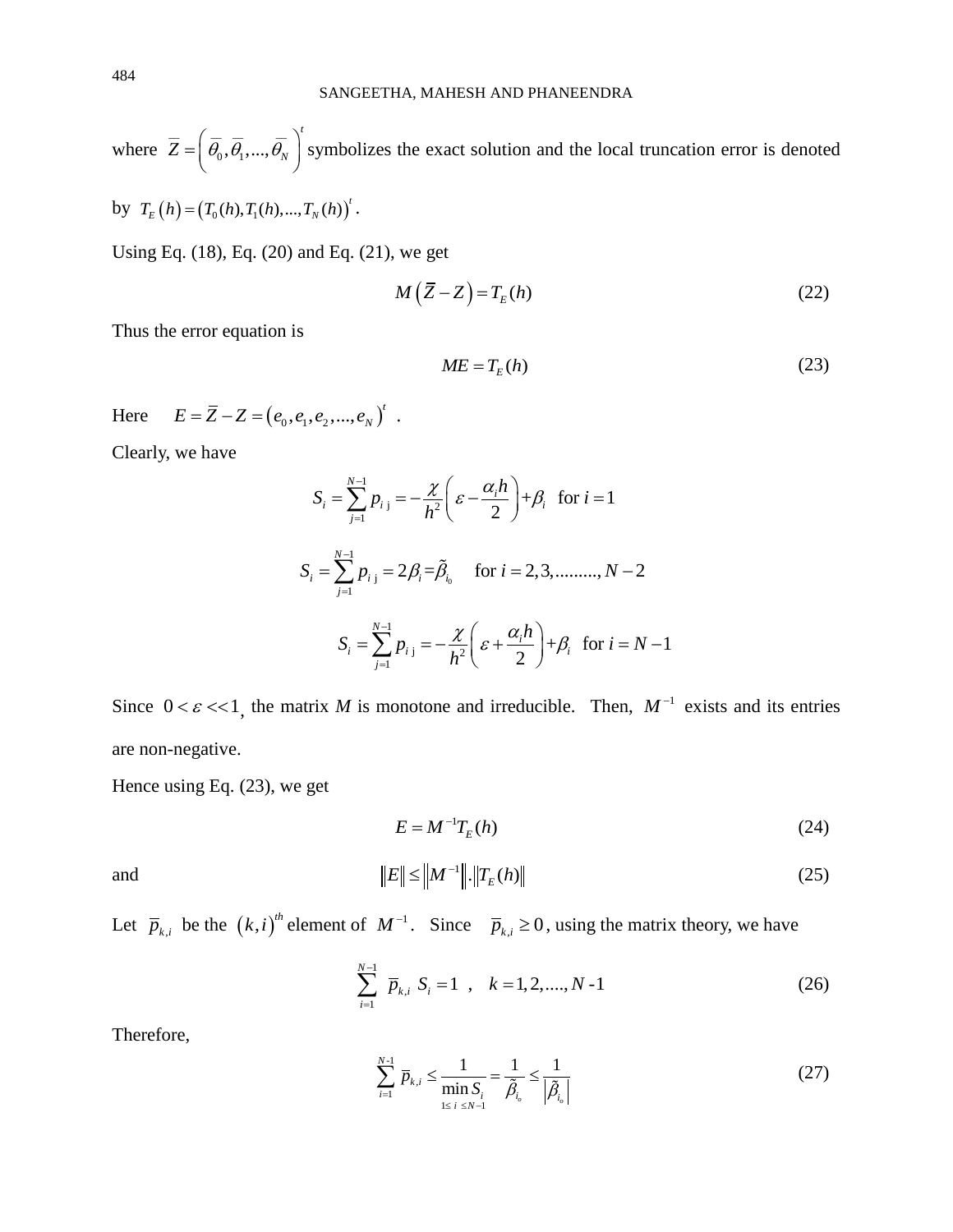where $\overline{Z} = \left( \overline{\theta}_0, \overline{\theta}_1, ..., \overline{\theta}_N \right)^t$ symbolizes the exact solution and the local truncation error is denoted by $T_E\left(h\right) = \left(T_0(h), T_1(h), ..., T_N(h)\right)^t$.

Using Eq. (18), Eq. (20) and Eq. (21), we get

$$M\left(\overline{Z} - Z\right) = T_E(h) \tag{22}$$

Thus the error equation is

$$ME = T_E(h) \tag{23}$$

Here $E = \overline{Z} - Z = \left(e_0, e_1, e_2, ..., e_N\right)^t$.

Clearly, we have

$$S_i = \sum_{j=1}^{N-1} p_{i\,j} = -\frac{\chi}{h^2}\left(\varepsilon - \frac{\alpha_i h}{2}\right) + \beta_i \quad \text{for } i = 1$$

$$S_i = \sum_{j=1}^{N-1} p_{i\,j} = 2\beta_i = \tilde{\beta}_{i_0} \quad \text{for } i = 2, 3, ........., N-2$$

$$S_i = \sum_{j=1}^{N-1} p_{i\,j} = -\frac{\chi}{h^2}\left(\varepsilon + \frac{\alpha_i h}{2}\right) + \beta_i \quad \text{for } i = N-1$$

Since $0 < \varepsilon << 1$, the matrix $M$ is monotone and irreducible. Then, $M^{-1}$ exists and its entries are non-negative.

Hence using Eq. (23), we get

$$E = M^{-1} T_E(h) \tag{24}$$

and

$$\|E\| \leq \left\|M^{-1}\right\| . \left\|T_E(h)\right\| \tag{25}$$

Let $\overline{p}_{k,i}$ be the $\left(k, i\right)^{th}$ element of $M^{-1}$. Since $\overline{p}_{k,i} \geq 0$, using the matrix theory, we have

$$\sum_{i=1}^{N-1} \overline{p}_{k,i}\ S_i = 1 \ , \quad k = 1, 2, ...., N\text{-}1 \tag{26}$$

Therefore,

$$\sum_{i=1}^{N\text{-}1} \overline{p}_{k,i} \leq \frac{1}{\min\limits_{1 \leq i \leq N-1} S_i} = \frac{1}{\tilde{\beta}_{i_o}} \leq \frac{1}{\left|\tilde{\beta}_{i_o}\right|} \tag{27}$$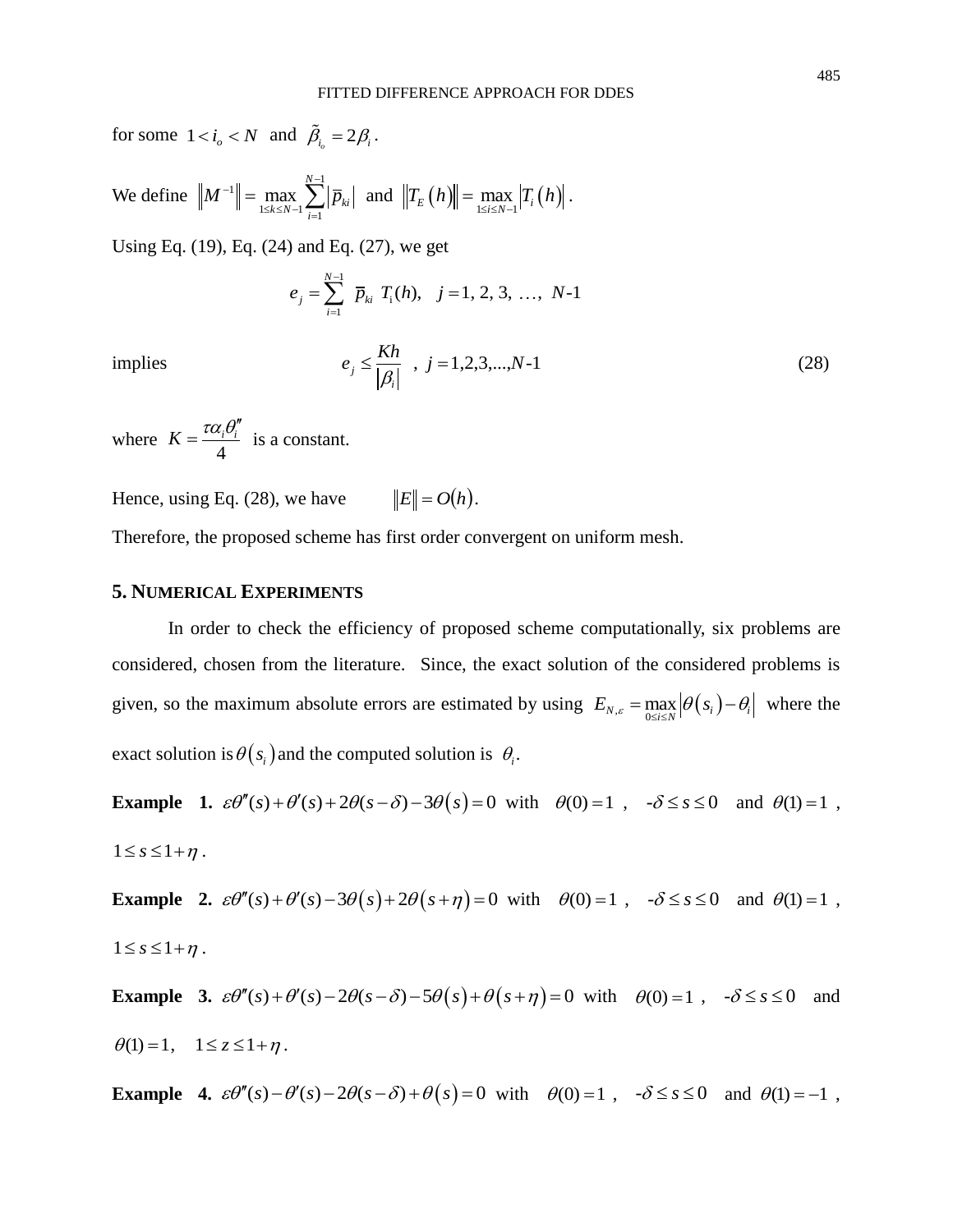for some $1 < i_o < N$ and $\tilde{\beta}_{i_o} = 2\beta_i$.

We define $\left\| M^{-1} \right\| = \max\limits_{1 \le k \le N-1} \sum\limits_{i=1}^{N-1} \left| \overline{p}_{ki} \right|$ and $\left\| T_E(h) \right\| = \max\limits_{1 \le i \le N-1} \left| T_i(h) \right|$.

Using Eq. (19), Eq. (24) and Eq. (27), we get

$$e_j = \sum_{i=1}^{N-1} \overline{p}_{ki} \; T_i(h), \quad j = 1, 2, 3, \ldots, N\text{-}1$$

implies

$$e_j \le \frac{Kh}{|\beta_i|} \;, \; j = 1,2,3,\ldots,N\text{-}1 \tag{28}$$

where $K = \dfrac{\tau \alpha_i \theta_i''}{4}$ is a constant.

Hence, using Eq. (28), we have $\|E\| = O(h)$.

Therefore, the proposed scheme has first order convergent on uniform mesh.

## 5. Numerical Experiments

In order to check the efficiency of proposed scheme computationally, six problems are considered, chosen from the literature. Since, the exact solution of the considered problems is given, so the maximum absolute errors are estimated by using $E_{N,\varepsilon} = \max\limits_{0 \le i \le N} \left| \theta(s_i) - \theta_i \right|$ where the exact solution is $\theta(s_i)$ and the computed solution is $\theta_i$.

**Example 1.** $\varepsilon\theta''(s) + \theta'(s) + 2\theta(s-\delta) - 3\theta(s) = 0$ with $\theta(0) = 1$, $-\delta \le s \le 0$ and $\theta(1) = 1$, $1 \le s \le 1+\eta$.

**Example 2.** $\varepsilon\theta''(s) + \theta'(s) - 3\theta(s) + 2\theta(s+\eta) = 0$ with $\theta(0) = 1$, $-\delta \le s \le 0$ and $\theta(1) = 1$, $1 \le s \le 1+\eta$.

**Example 3.** $\varepsilon\theta''(s) + \theta'(s) - 2\theta(s-\delta) - 5\theta(s) + \theta(s+\eta) = 0$ with $\theta(0) = 1$, $-\delta \le s \le 0$ and $\theta(1) = 1$, $1 \le z \le 1+\eta$.

**Example 4.** $\varepsilon\theta''(s) - \theta'(s) - 2\theta(s-\delta) + \theta(s) = 0$ with $\theta(0) = 1$, $-\delta \le s \le 0$ and $\theta(1) = -1$,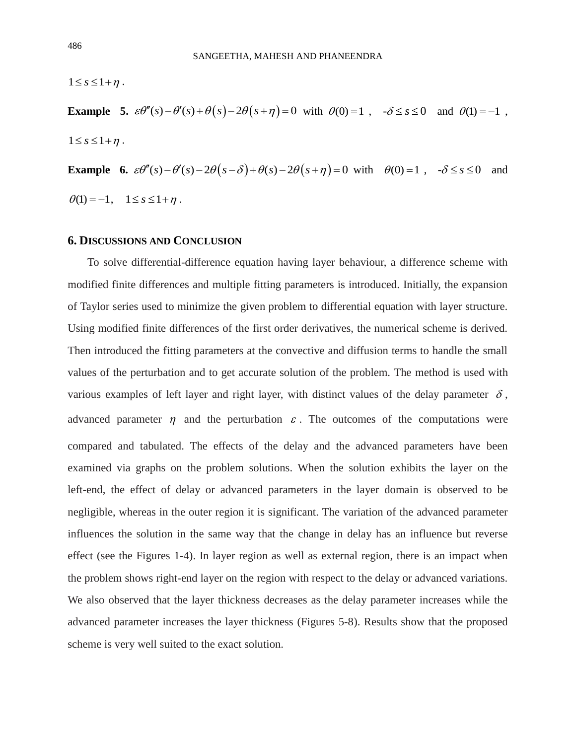$1 \le s \le 1+\eta$ .

**Example 5.** $\varepsilon\theta''(s) - \theta'(s) + \theta(s) - 2\theta(s+\eta) = 0$ with $\theta(0) = 1$ , $-\delta \le s \le 0$ and $\theta(1) = -1$ , $1 \le s \le 1+\eta$ .

**Example 6.** $\varepsilon\theta''(s) - \theta'(s) - 2\theta(s-\delta) + \theta(s) - 2\theta(s+\eta) = 0$ with $\theta(0) = 1$ , $-\delta \le s \le 0$ and $\theta(1) = -1, \quad 1 \le s \le 1+\eta$ .

## 6. Discussions and Conclusion

To solve differential-difference equation having layer behaviour, a difference scheme with modified finite differences and multiple fitting parameters is introduced. Initially, the expansion of Taylor series used to minimize the given problem to differential equation with layer structure. Using modified finite differences of the first order derivatives, the numerical scheme is derived. Then introduced the fitting parameters at the convective and diffusion terms to handle the small values of the perturbation and to get accurate solution of the problem. The method is used with various examples of left layer and right layer, with distinct values of the delay parameter $\delta$ , advanced parameter $\eta$ and the perturbation $\varepsilon$ . The outcomes of the computations were compared and tabulated. The effects of the delay and the advanced parameters have been examined via graphs on the problem solutions. When the solution exhibits the layer on the left-end, the effect of delay or advanced parameters in the layer domain is observed to be negligible, whereas in the outer region it is significant. The variation of the advanced parameter influences the solution in the same way that the change in delay has an influence but reverse effect (see the Figures 1-4). In layer region as well as external region, there is an impact when the problem shows right-end layer on the region with respect to the delay or advanced variations. We also observed that the layer thickness decreases as the delay parameter increases while the advanced parameter increases the layer thickness (Figures 5-8). Results show that the proposed scheme is very well suited to the exact solution.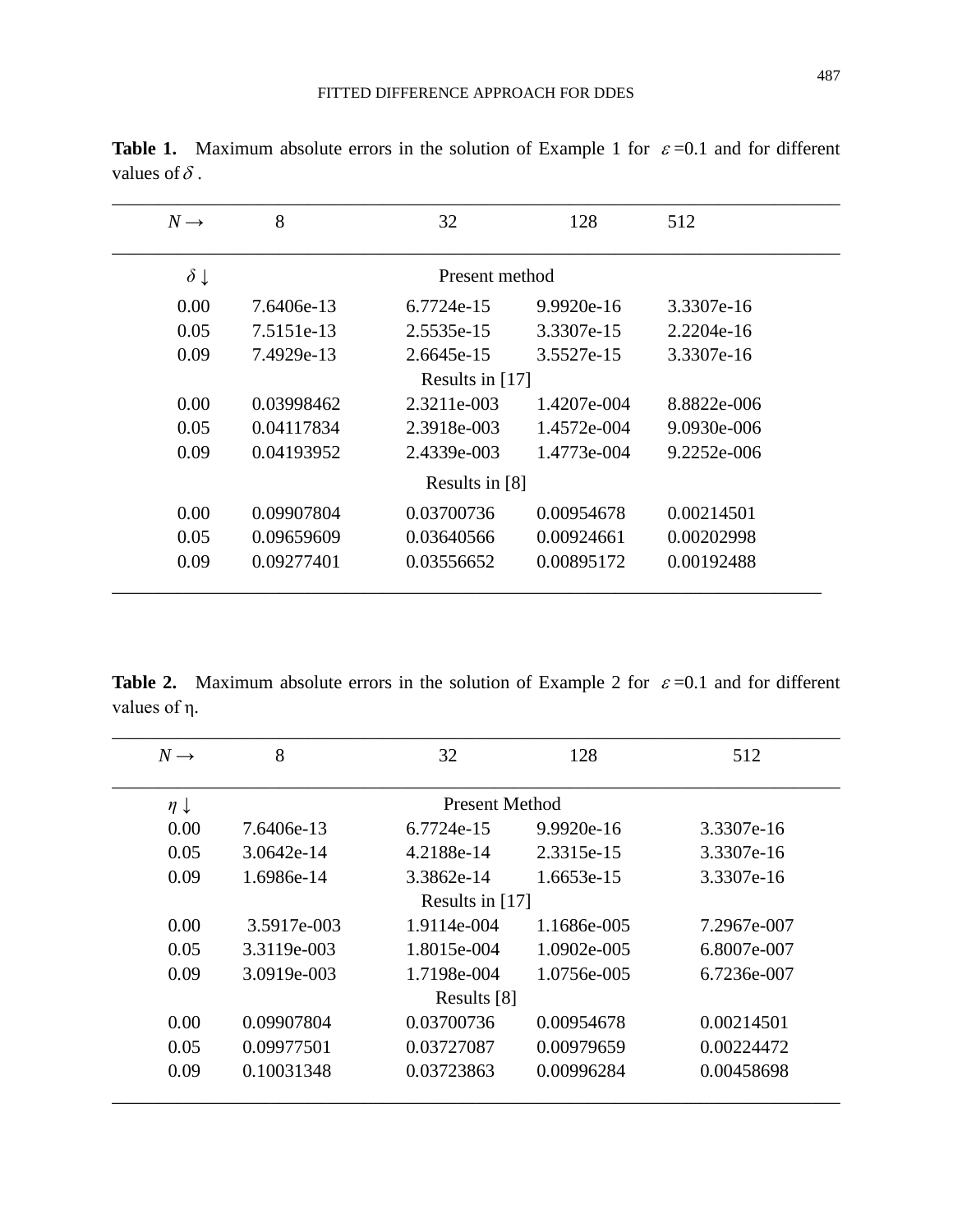**Table 1.** Maximum absolute errors in the solution of Example 1 for $\varepsilon = 0.1$ and for different values of $\delta$ .

| $N \rightarrow$ | 8 | 32 | 128 | 512 |
|---|---|---|---|---|
| $\delta \downarrow$ | Present method | | | |
| 0.00 | 7.6406e-13 | 6.7724e-15 | 9.9920e-16 | 3.3307e-16 |
| 0.05 | 7.5151e-13 | 2.5535e-15 | 3.3307e-15 | 2.2204e-16 |
| 0.09 | 7.4929e-13 | 2.6645e-15 | 3.5527e-15 | 3.3307e-16 |
| | Results in [17] | | | |
| 0.00 | 0.03998462 | 2.3211e-003 | 1.4207e-004 | 8.8822e-006 |
| 0.05 | 0.04117834 | 2.3918e-003 | 1.4572e-004 | 9.0930e-006 |
| 0.09 | 0.04193952 | 2.4339e-003 | 1.4773e-004 | 9.2252e-006 |
| | Results in [8] | | | |
| 0.00 | 0.09907804 | 0.03700736 | 0.00954678 | 0.00214501 |
| 0.05 | 0.09659609 | 0.03640566 | 0.00924661 | 0.00202998 |
| 0.09 | 0.09277401 | 0.03556652 | 0.00895172 | 0.00192488 |

**Table 2.** Maximum absolute errors in the solution of Example 2 for $\varepsilon = 0.1$ and for different values of η.

| $N \rightarrow$ | 8 | 32 | 128 | 512 |
|---|---|---|---|---|
| $\eta \downarrow$ | Present Method | | | |
| 0.00 | 7.6406e-13 | 6.7724e-15 | 9.9920e-16 | 3.3307e-16 |
| 0.05 | 3.0642e-14 | 4.2188e-14 | 2.3315e-15 | 3.3307e-16 |
| 0.09 | 1.6986e-14 | 3.3862e-14 | 1.6653e-15 | 3.3307e-16 |
| | Results in [17] | | | |
| 0.00 | 3.5917e-003 | 1.9114e-004 | 1.1686e-005 | 7.2967e-007 |
| 0.05 | 3.3119e-003 | 1.8015e-004 | 1.0902e-005 | 6.8007e-007 |
| 0.09 | 3.0919e-003 | 1.7198e-004 | 1.0756e-005 | 6.7236e-007 |
| | Results [8] | | | |
| 0.00 | 0.09907804 | 0.03700736 | 0.00954678 | 0.00214501 |
| 0.05 | 0.09977501 | 0.03727087 | 0.00979659 | 0.00224472 |
| 0.09 | 0.10031348 | 0.03723863 | 0.00996284 | 0.00458698 |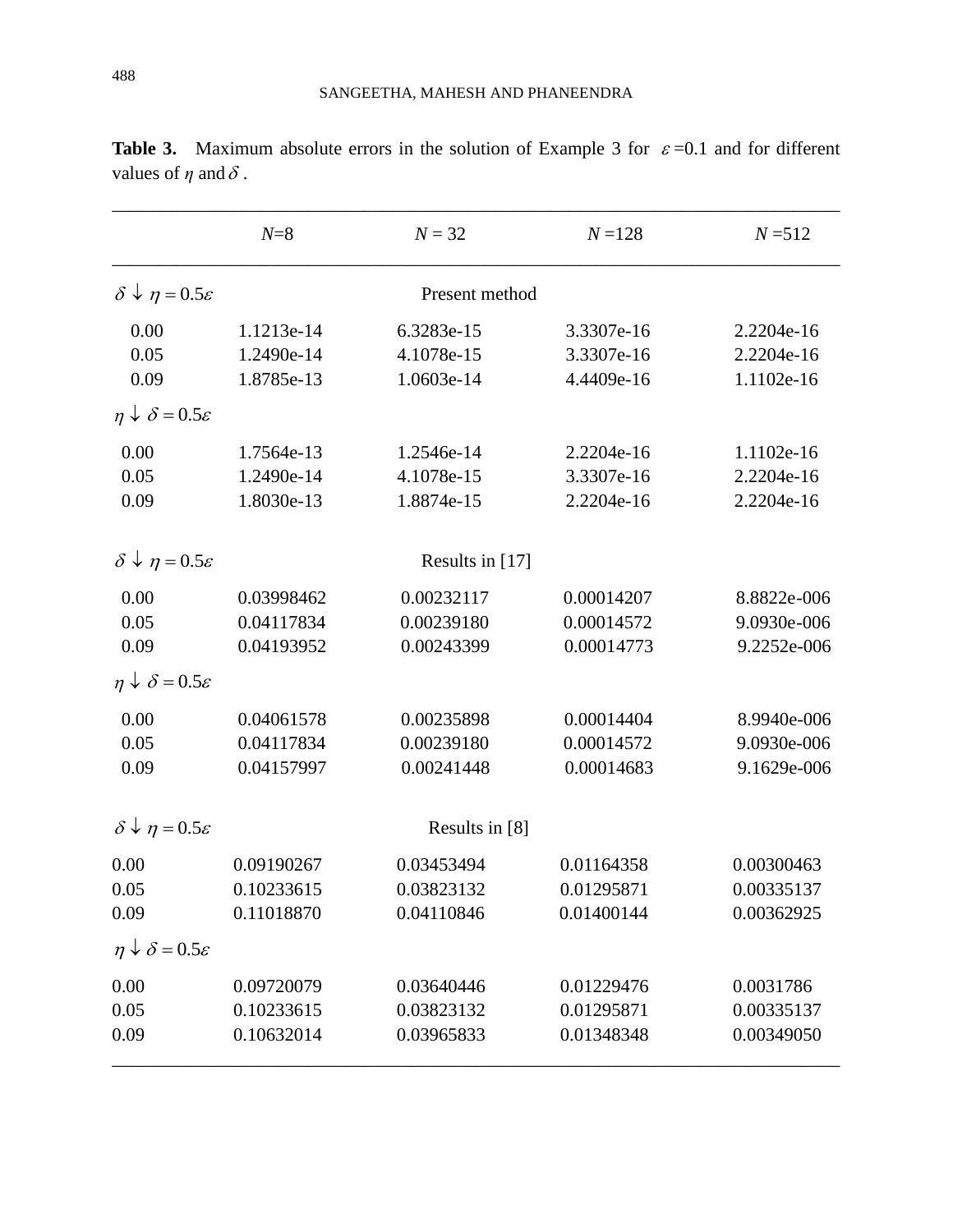**Table 3.** Maximum absolute errors in the solution of Example 3 for $\varepsilon$=0.1 and for different values of $\eta$ and $\delta$.

| | $N$=8 | $N$ = 32 | $N$ =128 | $N$ =512 |
|---|---|---|---|---|
| $\delta \downarrow \ \eta = 0.5\varepsilon$ | | Present method | | |
| 0.00 | 1.1213e-14 | 6.3283e-15 | 3.3307e-16 | 2.2204e-16 |
| 0.05 | 1.2490e-14 | 4.1078e-15 | 3.3307e-16 | 2.2204e-16 |
| 0.09 | 1.8785e-13 | 1.0603e-14 | 4.4409e-16 | 1.1102e-16 |
| $\eta \downarrow \ \delta = 0.5\varepsilon$ | | | | |
| 0.00 | 1.7564e-13 | 1.2546e-14 | 2.2204e-16 | 1.1102e-16 |
| 0.05 | 1.2490e-14 | 4.1078e-15 | 3.3307e-16 | 2.2204e-16 |
| 0.09 | 1.8030e-13 | 1.8874e-15 | 2.2204e-16 | 2.2204e-16 |
| $\delta \downarrow \ \eta = 0.5\varepsilon$ | | Results in [17] | | |
| 0.00 | 0.03998462 | 0.00232117 | 0.00014207 | 8.8822e-006 |
| 0.05 | 0.04117834 | 0.00239180 | 0.00014572 | 9.0930e-006 |
| 0.09 | 0.04193952 | 0.00243399 | 0.00014773 | 9.2252e-006 |
| $\eta \downarrow \ \delta = 0.5\varepsilon$ | | | | |
| 0.00 | 0.04061578 | 0.00235898 | 0.00014404 | 8.9940e-006 |
| 0.05 | 0.04117834 | 0.00239180 | 0.00014572 | 9.0930e-006 |
| 0.09 | 0.04157997 | 0.00241448 | 0.00014683 | 9.1629e-006 |
| $\delta \downarrow \ \eta = 0.5\varepsilon$ | | Results in [8] | | |
| 0.00 | 0.09190267 | 0.03453494 | 0.01164358 | 0.00300463 |
| 0.05 | 0.10233615 | 0.03823132 | 0.01295871 | 0.00335137 |
| 0.09 | 0.11018870 | 0.04110846 | 0.01400144 | 0.00362925 |
| $\eta \downarrow \ \delta = 0.5\varepsilon$ | | | | |
| 0.00 | 0.09720079 | 0.03640446 | 0.01229476 | 0.0031786 |
| 0.05 | 0.10233615 | 0.03823132 | 0.01295871 | 0.00335137 |
| 0.09 | 0.10632014 | 0.03965833 | 0.01348348 | 0.00349050 |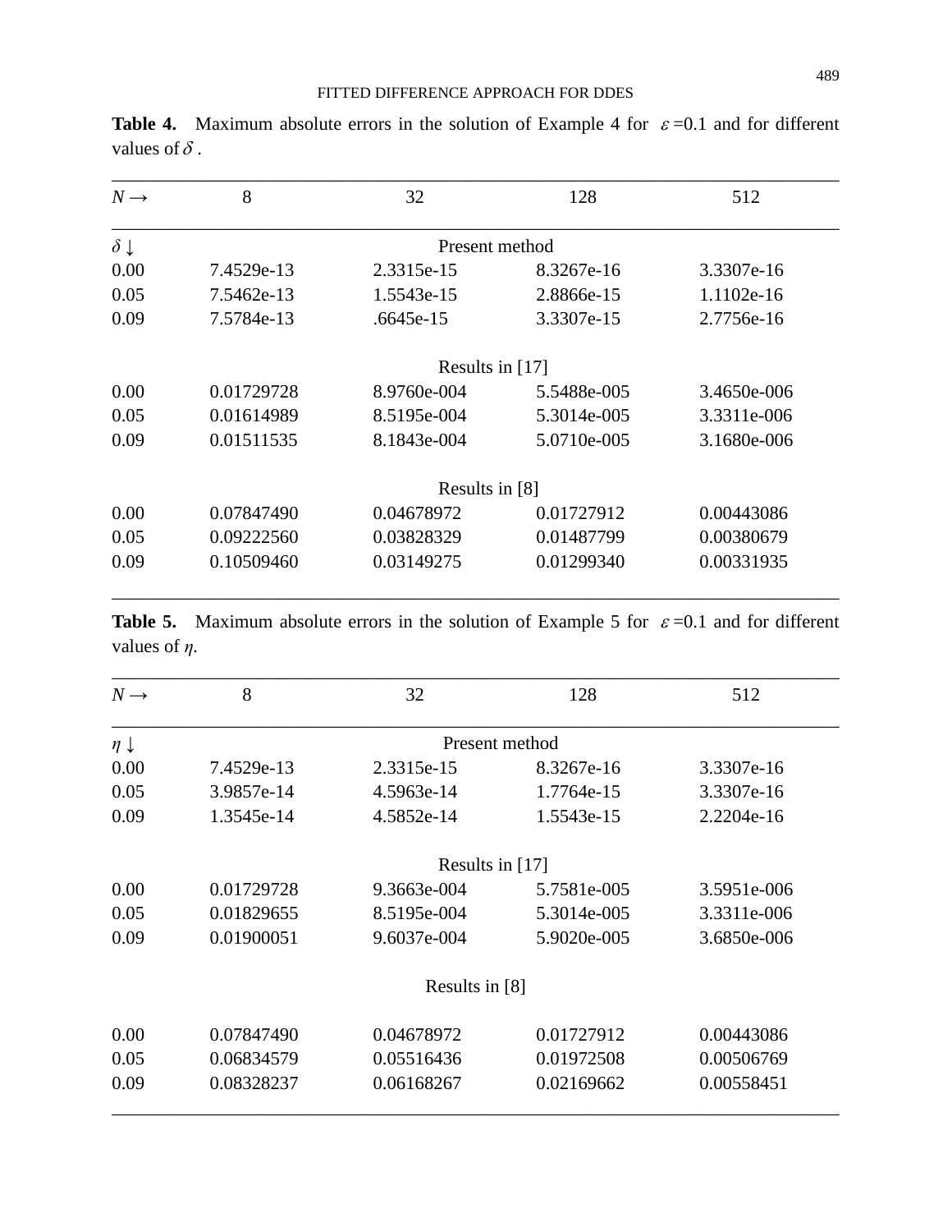**Table 4.** Maximum absolute errors in the solution of Example 4 for $\varepsilon = 0.1$ and for different values of $\delta$.

| $N \rightarrow$ | 8 | 32 | 128 | 512 |
|---|---|---|---|---|
| $\delta \downarrow$ | | Present method | | |
| 0.00 | 7.4529e-13 | 2.3315e-15 | 8.3267e-16 | 3.3307e-16 |
| 0.05 | 7.5462e-13 | 1.5543e-15 | 2.8866e-15 | 1.1102e-16 |
| 0.09 | 7.5784e-13 | .6645e-15 | 3.3307e-15 | 2.7756e-16 |
| | | Results in [17] | | |
| 0.00 | 0.01729728 | 8.9760e-004 | 5.5488e-005 | 3.4650e-006 |
| 0.05 | 0.01614989 | 8.5195e-004 | 5.3014e-005 | 3.3311e-006 |
| 0.09 | 0.01511535 | 8.1843e-004 | 5.0710e-005 | 3.1680e-006 |
| | | Results in [8] | | |
| 0.00 | 0.07847490 | 0.04678972 | 0.01727912 | 0.00443086 |
| 0.05 | 0.09222560 | 0.03828329 | 0.01487799 | 0.00380679 |
| 0.09 | 0.10509460 | 0.03149275 | 0.01299340 | 0.00331935 |

**Table 5.** Maximum absolute errors in the solution of Example 5 for $\varepsilon = 0.1$ and for different values of $\eta$.

| $N \rightarrow$ | 8 | 32 | 128 | 512 |
|---|---|---|---|---|
| $\eta \downarrow$ | | Present method | | |
| 0.00 | 7.4529e-13 | 2.3315e-15 | 8.3267e-16 | 3.3307e-16 |
| 0.05 | 3.9857e-14 | 4.5963e-14 | 1.7764e-15 | 3.3307e-16 |
| 0.09 | 1.3545e-14 | 4.5852e-14 | 1.5543e-15 | 2.2204e-16 |
| | | Results in [17] | | |
| 0.00 | 0.01729728 | 9.3663e-004 | 5.7581e-005 | 3.5951e-006 |
| 0.05 | 0.01829655 | 8.5195e-004 | 5.3014e-005 | 3.3311e-006 |
| 0.09 | 0.01900051 | 9.6037e-004 | 5.9020e-005 | 3.6850e-006 |
| | | Results in [8] | | |
| 0.00 | 0.07847490 | 0.04678972 | 0.01727912 | 0.00443086 |
| 0.05 | 0.06834579 | 0.05516436 | 0.01972508 | 0.00506769 |
| 0.09 | 0.08328237 | 0.06168267 | 0.02169662 | 0.00558451 |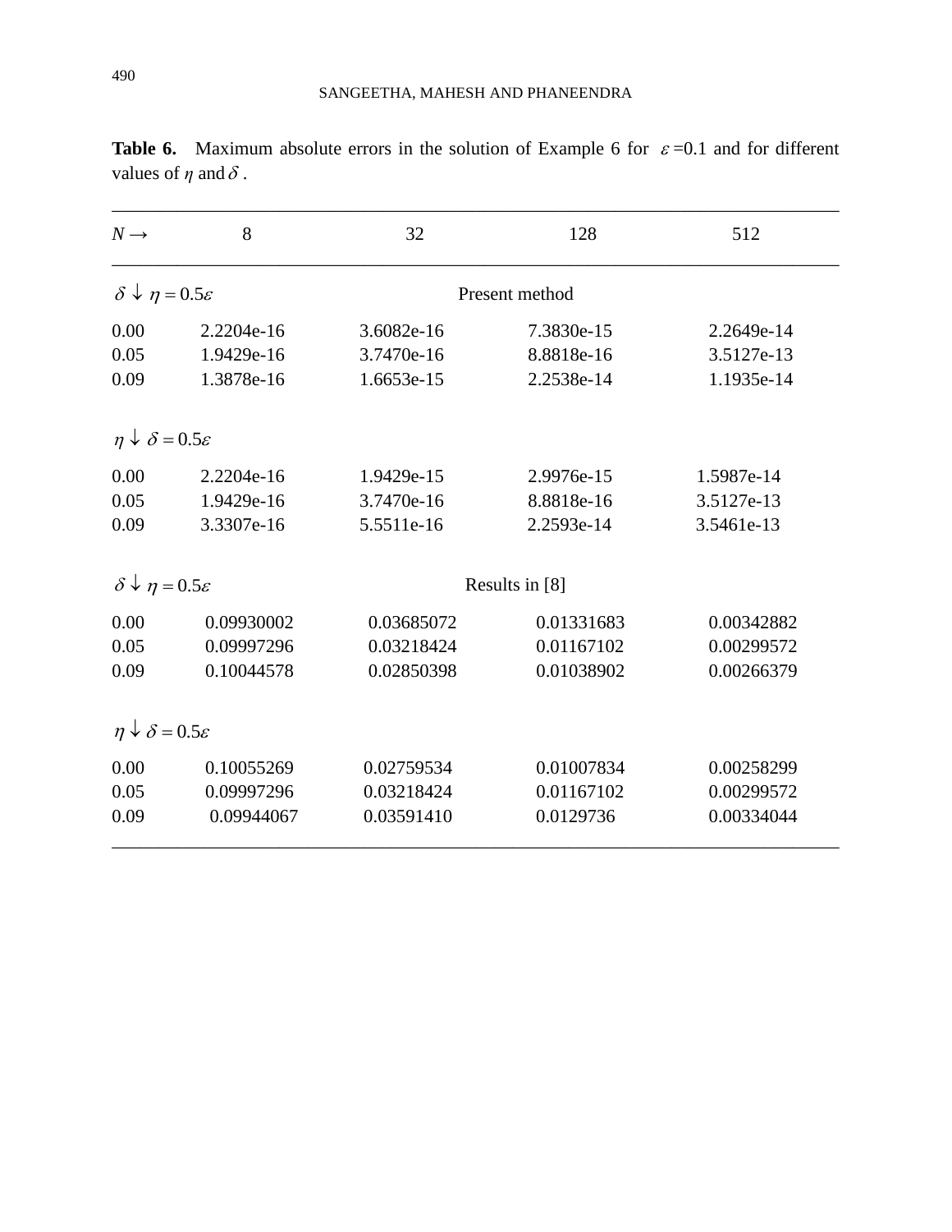**Table 6.** Maximum absolute errors in the solution of Example 6 for $\varepsilon$ =0.1 and for different values of $\eta$ and $\delta$ .

| $N \rightarrow$ | 8 | 32 | 128 | 512 |
|---|---|---|---|---|
| $\delta \downarrow$ $\eta = 0.5\varepsilon$ | | Present method | | |
| 0.00 | 2.2204e-16 | 3.6082e-16 | 7.3830e-15 | 2.2649e-14 |
| 0.05 | 1.9429e-16 | 3.7470e-16 | 8.8818e-16 | 3.5127e-13 |
| 0.09 | 1.3878e-16 | 1.6653e-15 | 2.2538e-14 | 1.1935e-14 |
| $\eta \downarrow$ $\delta = 0.5\varepsilon$ | | | | |
| 0.00 | 2.2204e-16 | 1.9429e-15 | 2.9976e-15 | 1.5987e-14 |
| 0.05 | 1.9429e-16 | 3.7470e-16 | 8.8818e-16 | 3.5127e-13 |
| 0.09 | 3.3307e-16 | 5.5511e-16 | 2.2593e-14 | 3.5461e-13 |
| $\delta \downarrow$ $\eta = 0.5\varepsilon$ | | Results in [8] | | |
| 0.00 | 0.09930002 | 0.03685072 | 0.01331683 | 0.00342882 |
| 0.05 | 0.09997296 | 0.03218424 | 0.01167102 | 0.00299572 |
| 0.09 | 0.10044578 | 0.02850398 | 0.01038902 | 0.00266379 |
| $\eta \downarrow$ $\delta = 0.5\varepsilon$ | | | | |
| 0.00 | 0.10055269 | 0.02759534 | 0.01007834 | 0.00258299 |
| 0.05 | 0.09997296 | 0.03218424 | 0.01167102 | 0.00299572 |
| 0.09 | 0.09944067 | 0.03591410 | 0.0129736 | 0.00334044 |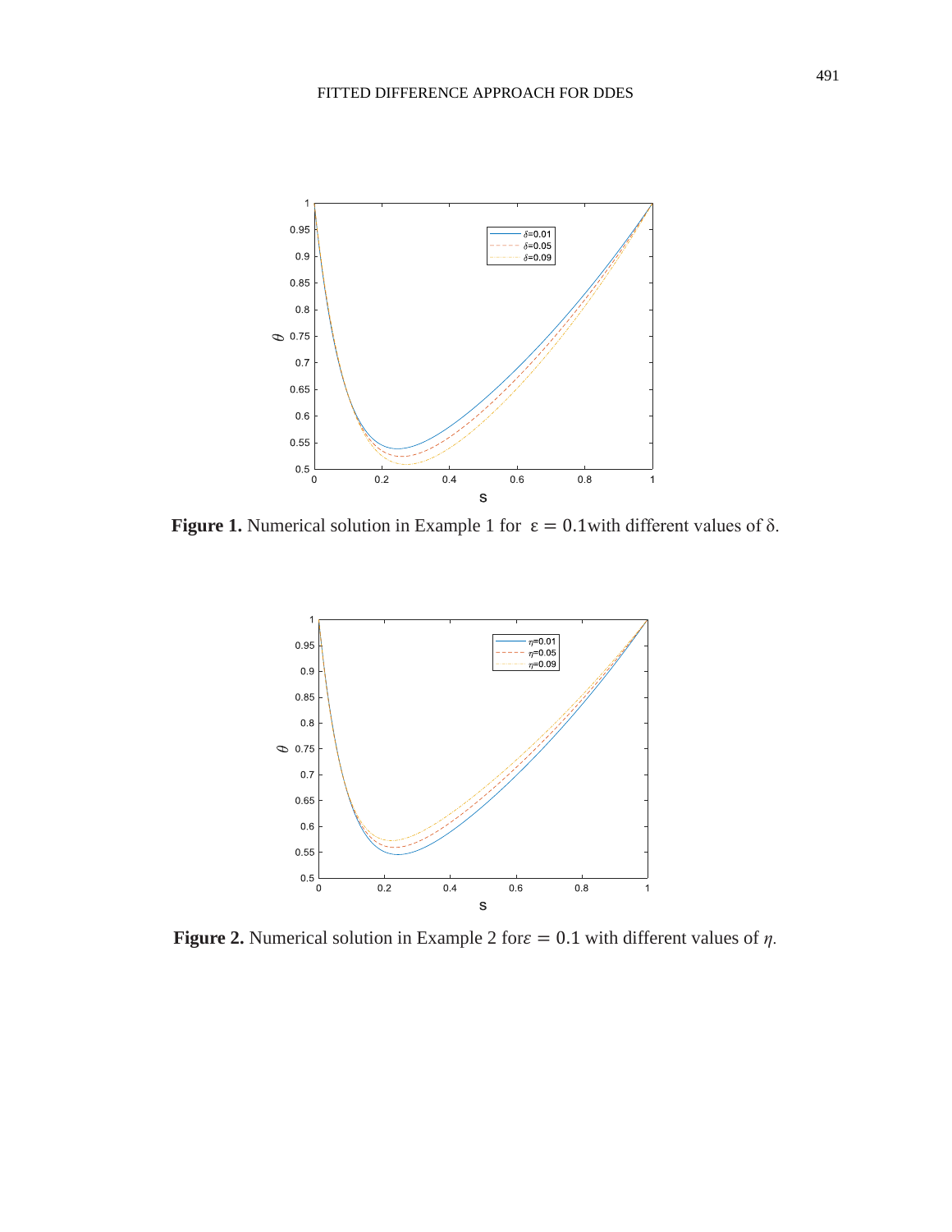1
0.95
0.9
0.85
0.8
$\theta$ 0.75
0.7
0.65
0.6
0.55
0.5
0 0.2 0.4 0.6 0.8 1
s

$\delta$=0.01
$\delta$=0.05
$\delta$=0.09

**Figure 1.** Numerical solution in Example 1 for $\varepsilon = 0.1$with different values of $\delta$.

1
0.95
0.9
0.85
0.8
$\theta$ 0.75
0.7
0.65
0.6
0.55
0.5
0 0.2 0.4 0.6 0.8 1
s

$\eta$=0.01
$\eta$=0.05
$\eta$=0.09

**Figure 2.** Numerical solution in Example 2 for$\varepsilon = 0.1$ with different values of $\eta$.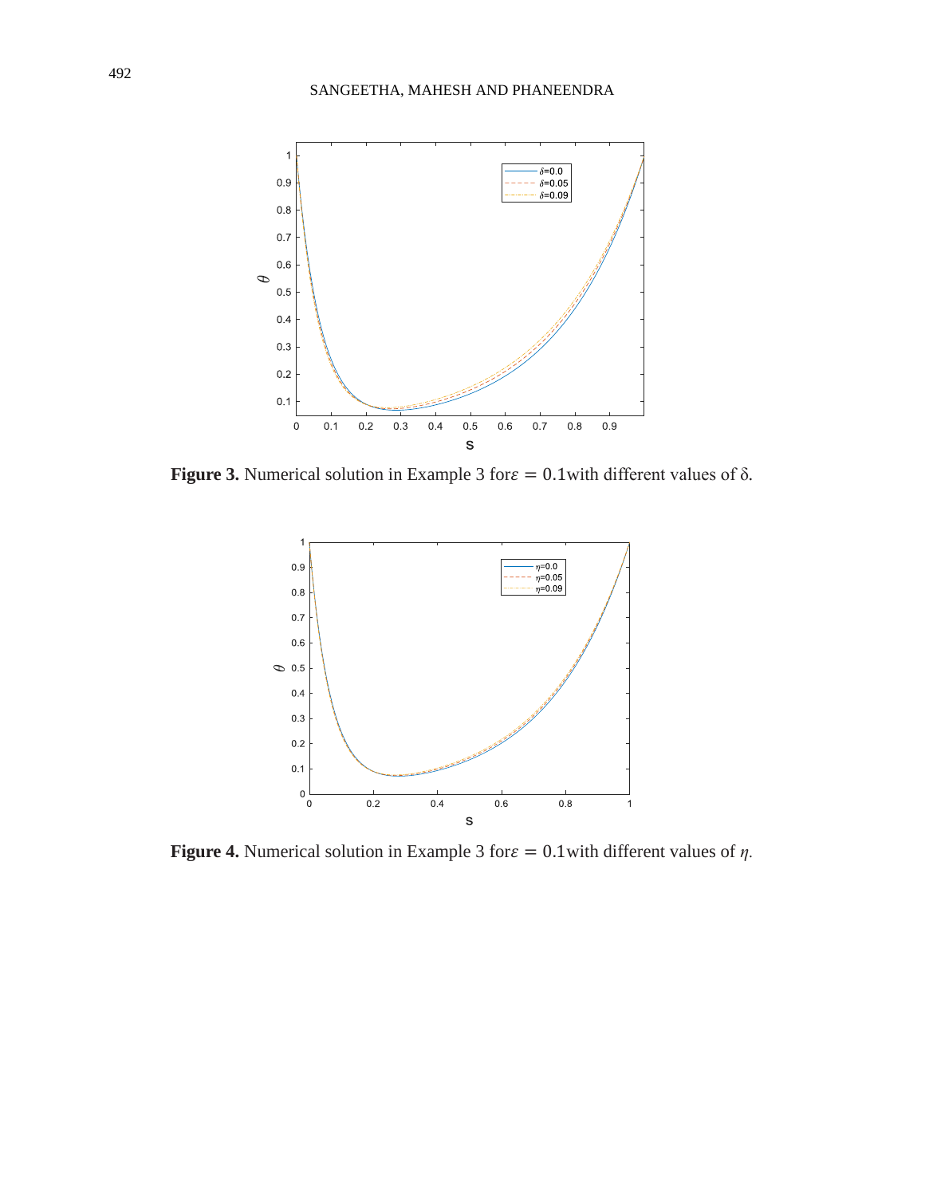1
0.9
0.8
0.7
0.6
0.5
0.4
0.3
0.2
0.1
0
0.1
0.2
0.3
0.4
0.5
0.6
0.7
0.8
0.9
s
$\theta$
$\delta$=0.0
$\delta$=0.05
$\delta$=0.09

**Figure 3.** Numerical solution in Example 3 for $\varepsilon = 0.1$ with different values of $\delta$.

1
0.9
0.8
0.7
0.6
0.5
0.4
0.3
0.2
0.1
0
0
0.2
0.4
0.6
0.8
1
s
$\theta$
$\eta$=0.0
$\eta$=0.05
$\eta$=0.09

**Figure 4.** Numerical solution in Example 3 for $\varepsilon = 0.1$ with different values of $\eta$.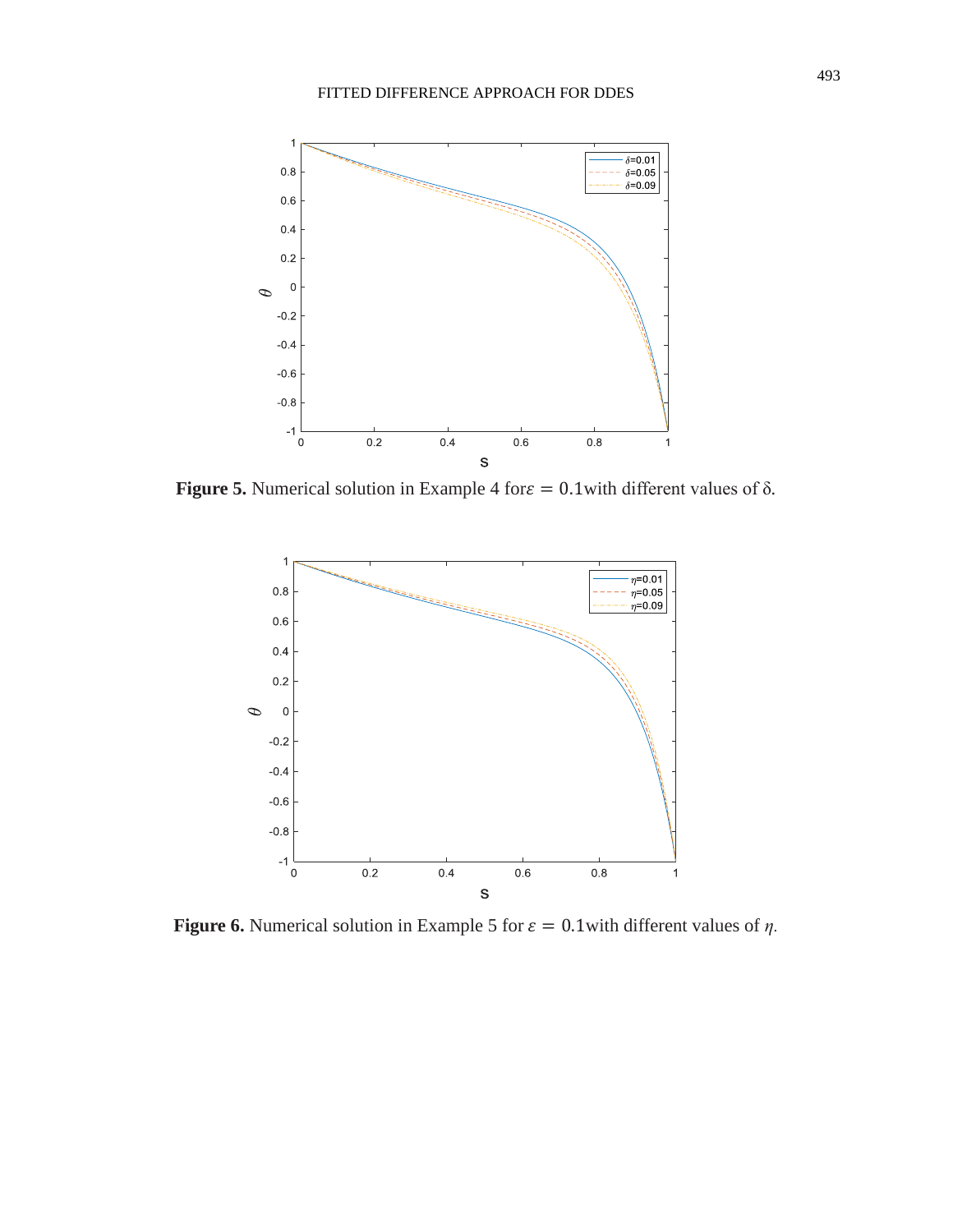1
0.8
0.6
0.4
0.2
0
-0.2
-0.4
-0.6
-0.8
-1

$\theta$

0 0.2 0.4 0.6 0.8 1

s

$\delta$=0.01
$\delta$=0.05
$\delta$=0.09

**Figure 5.** Numerical solution in Example 4 for $\varepsilon = 0.1$ with different values of δ.

1
0.8
0.6
0.4
0.2
0
-0.2
-0.4
-0.6
-0.8
-1

$\theta$

0 0.2 0.4 0.6 0.8 1

s

$\eta$=0.01
$\eta$=0.05
$\eta$=0.09

**Figure 6.** Numerical solution in Example 5 for $\varepsilon = 0.1$ with different values of $\eta$.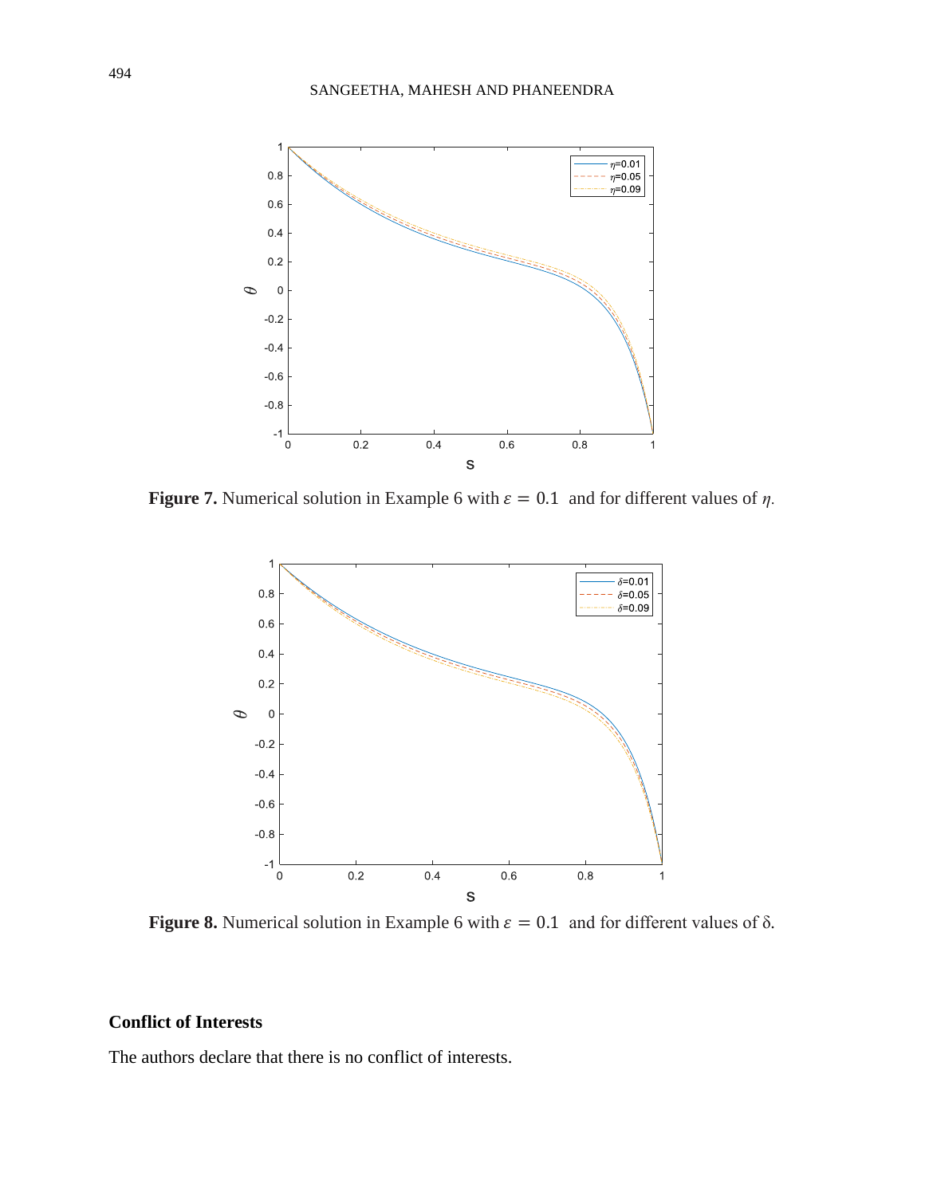1
0.8
0.6
0.4
0.2
0
-0.2
-0.4
-0.6
-0.8
-1

$\theta$

0 0.2 0.4 0.6 0.8 1

s

$\eta$=0.01
$\eta$=0.05
$\eta$=0.09

**Figure 7.** Numerical solution in Example 6 with $\varepsilon = 0.1$ and for different values of $\eta$.

1
0.8
0.6
0.4
0.2
0
-0.2
-0.4
-0.6
-0.8
-1

$\theta$

0 0.2 0.4 0.6 0.8 1

s

$\delta$=0.01
$\delta$=0.05
$\delta$=0.09

**Figure 8.** Numerical solution in Example 6 with $\varepsilon = 0.1$ and for different values of $\delta$.

**Conflict of Interests**

The authors declare that there is no conflict of interests.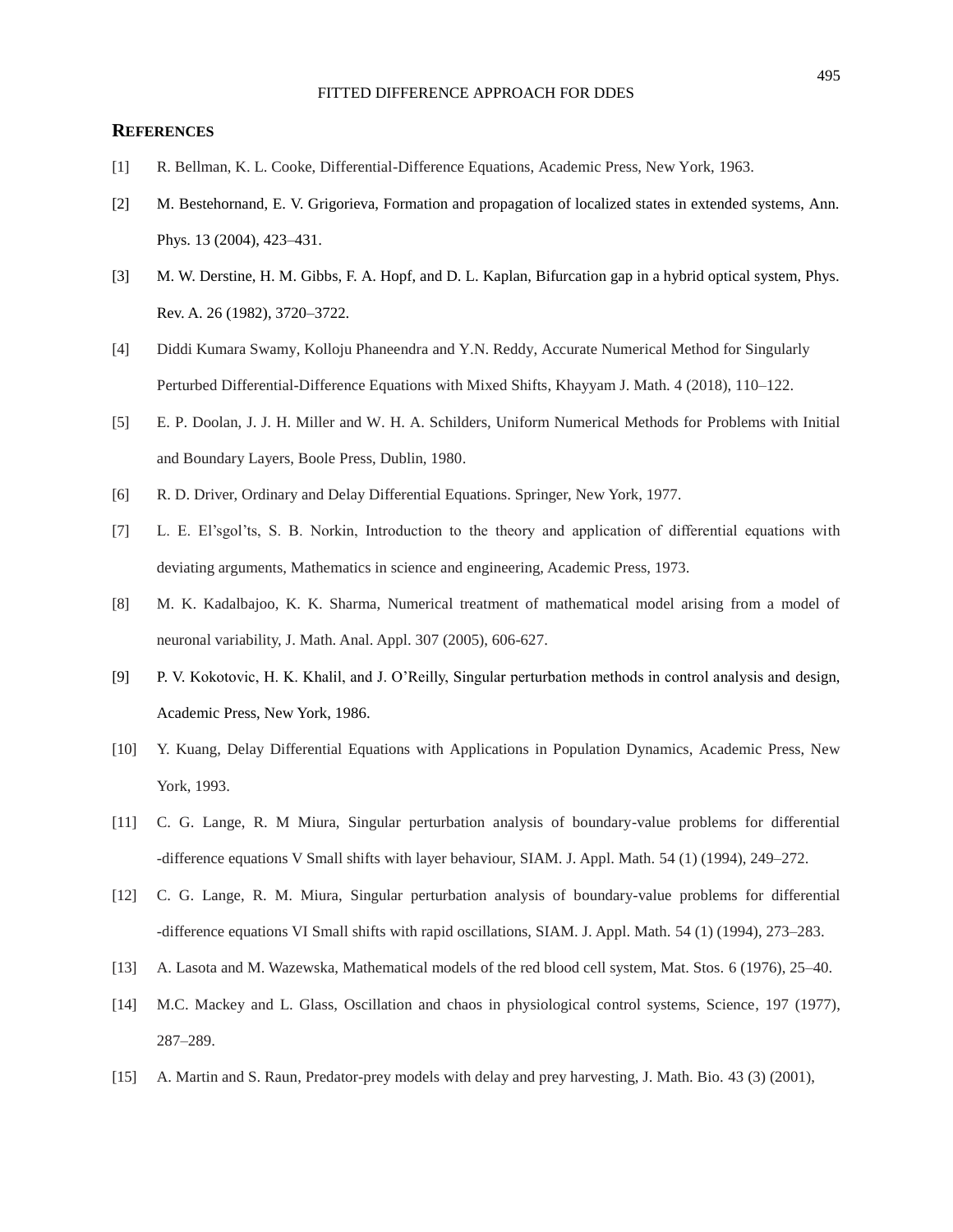## REFERENCES

[1] R. Bellman, K. L. Cooke, Differential-Difference Equations, Academic Press, New York, 1963.

[2] M. Bestehornand, E. V. Grigorieva, Formation and propagation of localized states in extended systems, Ann. Phys. 13 (2004), 423–431.

[3] M. W. Derstine, H. M. Gibbs, F. A. Hopf, and D. L. Kaplan, Bifurcation gap in a hybrid optical system, Phys. Rev. A. 26 (1982), 3720–3722.

[4] Diddi Kumara Swamy, Kolloju Phaneendra and Y.N. Reddy, Accurate Numerical Method for Singularly Perturbed Differential-Difference Equations with Mixed Shifts, Khayyam J. Math. 4 (2018), 110–122.

[5] E. P. Doolan, J. J. H. Miller and W. H. A. Schilders, Uniform Numerical Methods for Problems with Initial and Boundary Layers, Boole Press, Dublin, 1980.

[6] R. D. Driver, Ordinary and Delay Differential Equations. Springer, New York, 1977.

[7] L. E. El'sgol'ts, S. B. Norkin, Introduction to the theory and application of differential equations with deviating arguments, Mathematics in science and engineering, Academic Press, 1973.

[8] M. K. Kadalbajoo, K. K. Sharma, Numerical treatment of mathematical model arising from a model of neuronal variability, J. Math. Anal. Appl. 307 (2005), 606-627.

[9] P. V. Kokotovic, H. K. Khalil, and J. O'Reilly, Singular perturbation methods in control analysis and design, Academic Press, New York, 1986.

[10] Y. Kuang, Delay Differential Equations with Applications in Population Dynamics, Academic Press, New York, 1993.

[11] C. G. Lange, R. M Miura, Singular perturbation analysis of boundary-value problems for differential -difference equations V Small shifts with layer behaviour, SIAM. J. Appl. Math. 54 (1) (1994), 249–272.

[12] C. G. Lange, R. M. Miura, Singular perturbation analysis of boundary-value problems for differential -difference equations VI Small shifts with rapid oscillations, SIAM. J. Appl. Math. 54 (1) (1994), 273–283.

[13] A. Lasota and M. Wazewska, Mathematical models of the red blood cell system, Mat. Stos. 6 (1976), 25–40.

[14] M.C. Mackey and L. Glass, Oscillation and chaos in physiological control systems, Science, 197 (1977), 287–289.

[15] A. Martin and S. Raun, Predator-prey models with delay and prey harvesting, J. Math. Bio. 43 (3) (2001),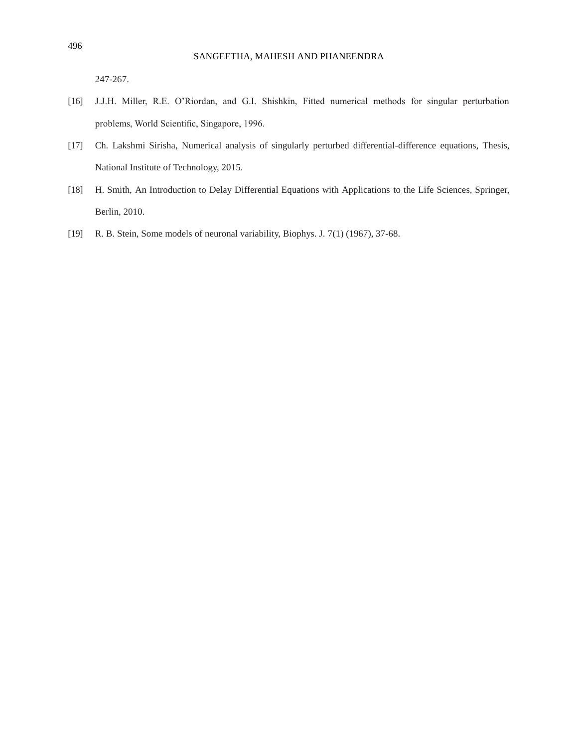247-267.

[16] J.J.H. Miller, R.E. O'Riordan, and G.I. Shishkin, Fitted numerical methods for singular perturbation problems, World Scientific, Singapore, 1996.

[17] Ch. Lakshmi Sirisha, Numerical analysis of singularly perturbed differential-difference equations, Thesis, National Institute of Technology, 2015.

[18] H. Smith, An Introduction to Delay Differential Equations with Applications to the Life Sciences, Springer, Berlin, 2010.

[19] R. B. Stein, Some models of neuronal variability, Biophys. J. 7(1) (1967), 37-68.